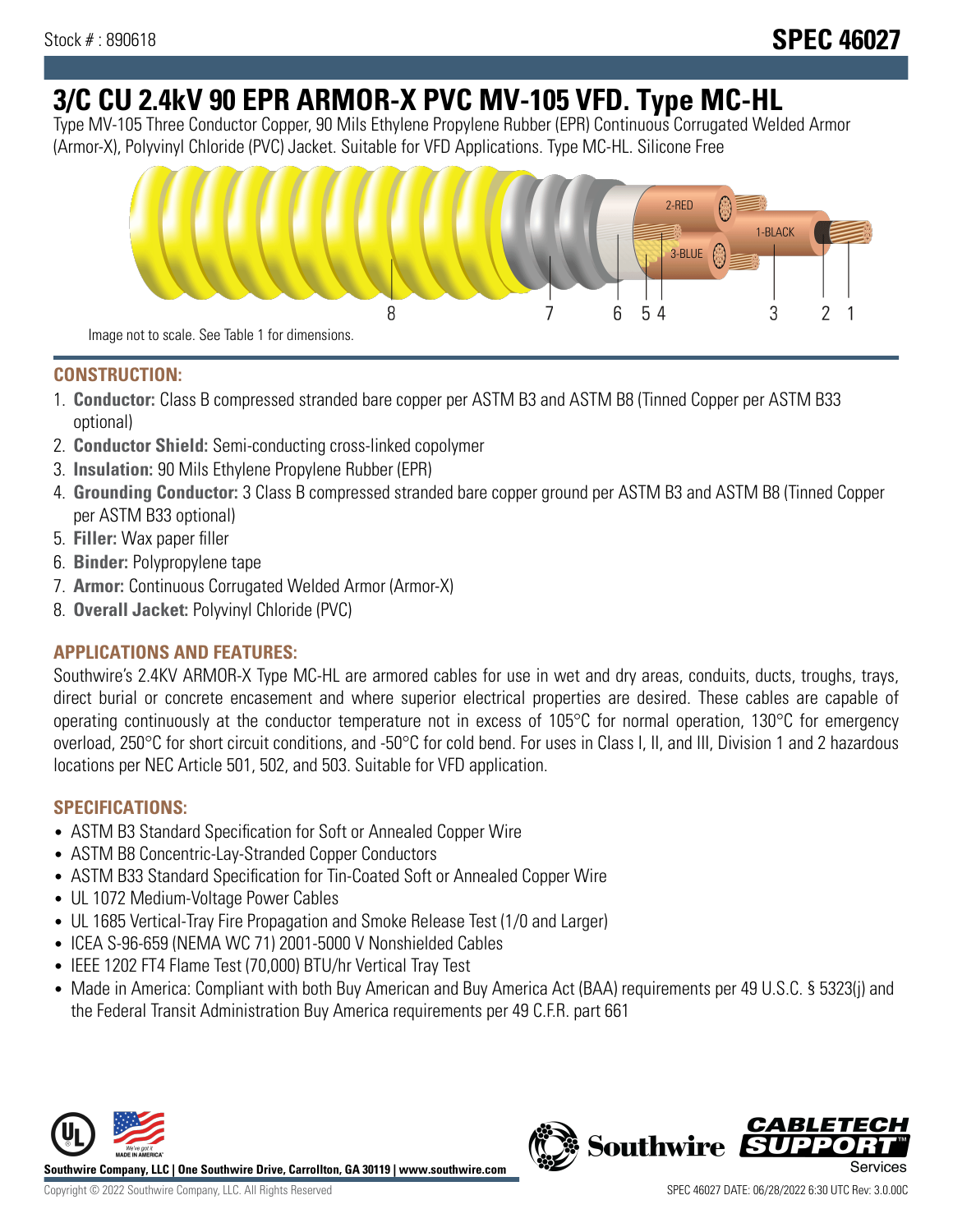Stock # : 890618

**SPEC 46027**

# 3/C CU 2.4kV 90 EPR ARMOR-X PVC MV-105 VFD. Type MC-HL

Type MV-105 Three Conductor Copper, 90 Mils Ethylene Propylene Rubber (EPR) Continuous Corrugated Welded Armor (Armor-X), Polyvinyl Chloride (PVC) Jacket. Suitable for VFD Applications. Type MC-HL. Silicone Free

Image not to scale. See Table 1 for dimensions.

## CONSTRUCTION:

1. **Conductor:** Class B compressed stranded bare copper per ASTM B3 and ASTM B8 (Tinned Copper per ASTM B33 optional)
2. **Conductor Shield:** Semi-conducting cross-linked copolymer
3. **Insulation:** 90 Mils Ethylene Propylene Rubber (EPR)
4. **Grounding Conductor:** 3 Class B compressed stranded bare copper ground per ASTM B3 and ASTM B8 (Tinned Copper per ASTM B33 optional)
5. **Filler:** Wax paper filler
6. **Binder:** Polypropylene tape
7. **Armor:** Continuous Corrugated Welded Armor (Armor-X)
8. **Overall Jacket:** Polyvinyl Chloride (PVC)

## APPLICATIONS AND FEATURES:

Southwire's 2.4KV ARMOR-X Type MC-HL are armored cables for use in wet and dry areas, conduits, ducts, troughs, trays, direct burial or concrete encasement and where superior electrical properties are desired. These cables are capable of operating continuously at the conductor temperature not in excess of 105°C for normal operation, 130°C for emergency overload, 250°C for short circuit conditions, and -50°C for cold bend. For uses in Class I, II, and III, Division 1 and 2 hazardous locations per NEC Article 501, 502, and 503. Suitable for VFD application.

## SPECIFICATIONS:

- ASTM B3 Standard Specification for Soft or Annealed Copper Wire
- ASTM B8 Concentric-Lay-Stranded Copper Conductors
- ASTM B33 Standard Specification for Tin-Coated Soft or Annealed Copper Wire
- UL 1072 Medium-Voltage Power Cables
- UL 1685 Vertical-Tray Fire Propagation and Smoke Release Test (1/0 and Larger)
- ICEA S-96-659 (NEMA WC 71) 2001-5000 V Nonshielded Cables
- IEEE 1202 FT4 Flame Test (70,000) BTU/hr Vertical Tray Test
- Made in America: Compliant with both Buy American and Buy America Act (BAA) requirements per 49 U.S.C. § 5323(j) and the Federal Transit Administration Buy America requirements per 49 C.F.R. part 661

Southwire Company, LLC | One Southwire Drive, Carrollton, GA 30119 | www.southwire.com

Copyright © 2022 Southwire Company, LLC. All Rights Reserved

SPEC 46027 DATE: 06/28/2022 6:30 UTC Rev: 3.0.00C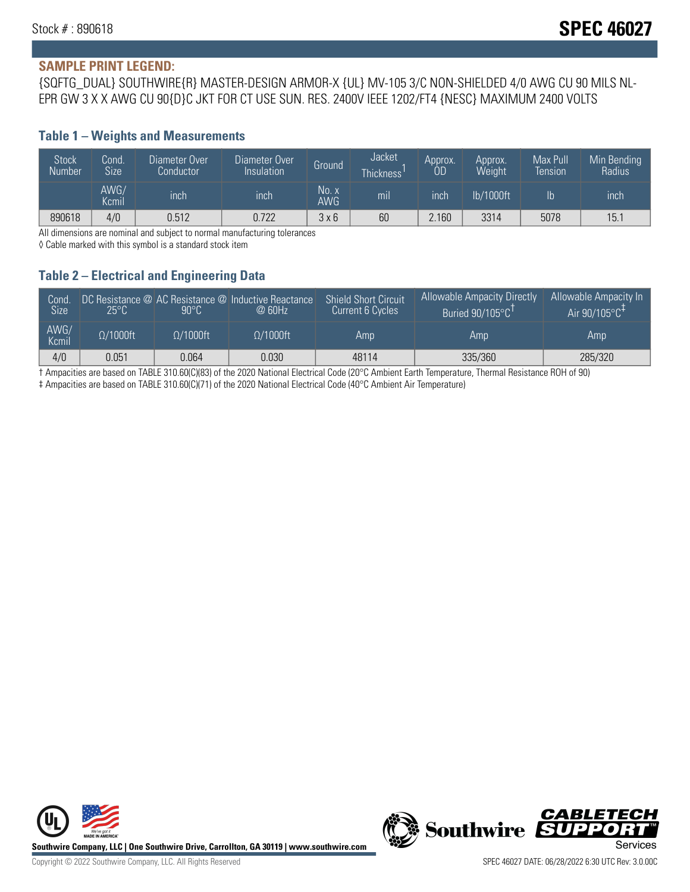Stock # : 890618

# SPEC 46027

**SAMPLE PRINT LEGEND:**

{SQFTG_DUAL} SOUTHWIRE{R} MASTER-DESIGN ARMOR-X {UL} MV-105 3/C NON-SHIELDED 4/0 AWG CU 90 MILS NL-EPR GW 3 X X AWG CU 90{D}C JKT FOR CT USE SUN. RES. 2400V IEEE 1202/FT4 {NESC} MAXIMUM 2400 VOLTS

## Table 1 – Weights and Measurements

| Stock Number | Cond. Size | Diameter Over Conductor | Diameter Over Insulation | Ground | Jacket Thickness[1] | Approx. OD | Approx. Weight | Max Pull Tension | Min Bending Radius |
|---|---|---|---|---|---|---|---|---|---|
| | AWG/ Kcmil | inch | inch | No. x AWG | mil | inch | lb/1000ft | lb | inch |
| 890618 | 4/0 | 0.512 | 0.722 | 3 x 6 | 60 | 2.160 | 3314 | 5078 | 15.1 |

All dimensions are nominal and subject to normal manufacturing tolerances

◊ Cable marked with this symbol is a standard stock item

## Table 2 – Electrical and Engineering Data

| Cond. Size | DC Resistance @ 25°C | AC Resistance @ 90°C | Inductive Reactance @ 60Hz | Shield Short Circuit Current 6 Cycles | Allowable Ampacity Directly Buried 90/105°C† | Allowable Ampacity In Air 90/105°C‡ |
|---|---|---|---|---|---|---|
| AWG/ Kcmil | Ω/1000ft | Ω/1000ft | Ω/1000ft | Amp | Amp | Amp |
| 4/0 | 0.051 | 0.064 | 0.030 | 48114 | 335/360 | 285/320 |

† Ampacities are based on TABLE 310.60(C)(83) of the 2020 National Electrical Code (20°C Ambient Earth Temperature, Thermal Resistance ROH of 90)

‡ Ampacities are based on TABLE 310.60(C)(71) of the 2020 National Electrical Code (40°C Ambient Air Temperature)

Southwire Company, LLC | One Southwire Drive, Carrollton, GA 30119 | www.southwire.com

Copyright © 2022 Southwire Company, LLC. All Rights Reserved

SPEC 46027 DATE: 06/28/2022 6:30 UTC Rev: 3.0.00C